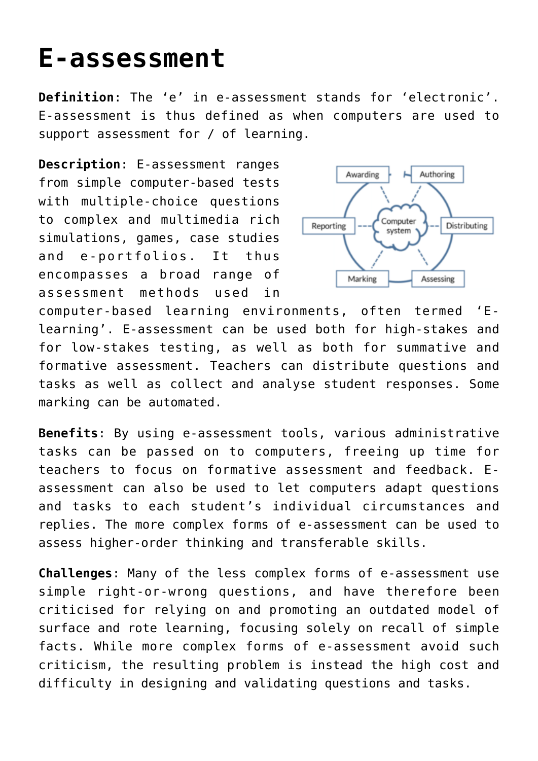# E-assessment

**Definition**: The ‘e’ in e-assessment stands for ‘electronic’. E-assessment is thus defined as when computers are used to support assessment for / of learning.

**Description**: E-assessment ranges from simple computer-based tests with multiple-choice questions to complex and multimedia rich simulations, games, case studies and e-portfolios. It thus encompasses a broad range of assessment methods used in computer-based learning environments, often termed ‘E-learning’. E-assessment can be used both for high-stakes and for low-stakes testing, as well as both for summative and formative assessment. Teachers can distribute questions and tasks as well as collect and analyse student responses. Some marking can be automated.

**Benefits**: By using e-assessment tools, various administrative tasks can be passed on to computers, freeing up time for teachers to focus on formative assessment and feedback. E-assessment can also be used to let computers adapt questions and tasks to each student’s individual circumstances and replies. The more complex forms of e-assessment can be used to assess higher-order thinking and transferable skills.

**Challenges**: Many of the less complex forms of e-assessment use simple right-or-wrong questions, and have therefore been criticised for relying on and promoting an outdated model of surface and rote learning, focusing solely on recall of simple facts. While more complex forms of e-assessment avoid such criticism, the resulting problem is instead the high cost and difficulty in designing and validating questions and tasks.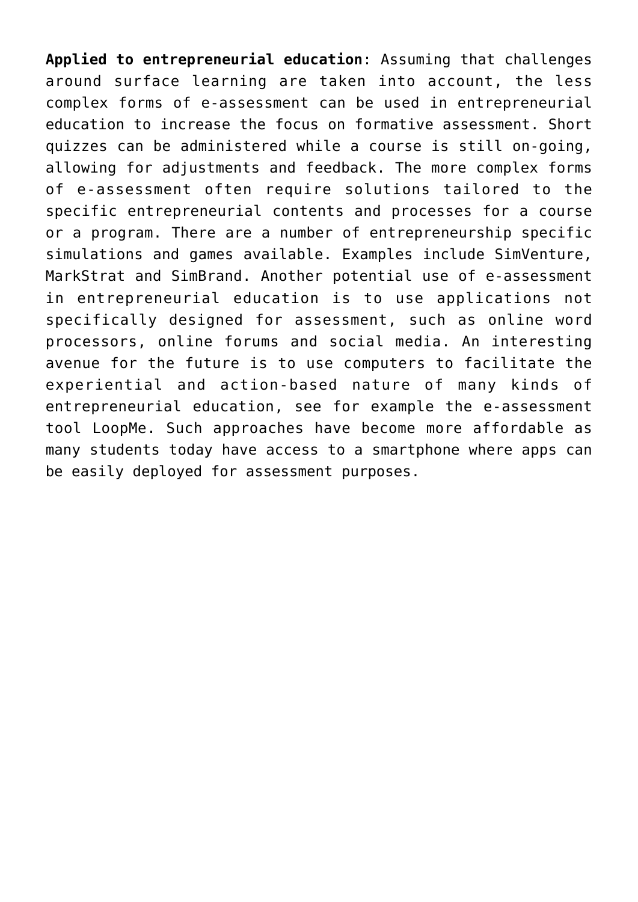**Applied to entrepreneurial education**: Assuming that challenges around surface learning are taken into account, the less complex forms of e-assessment can be used in entrepreneurial education to increase the focus on formative assessment. Short quizzes can be administered while a course is still on-going, allowing for adjustments and feedback. The more complex forms of e-assessment often require solutions tailored to the specific entrepreneurial contents and processes for a course or a program. There are a number of entrepreneurship specific simulations and games available. Examples include SimVenture, MarkStrat and SimBrand. Another potential use of e-assessment in entrepreneurial education is to use applications not specifically designed for assessment, such as online word processors, online forums and social media. An interesting avenue for the future is to use computers to facilitate the experiential and action-based nature of many kinds of entrepreneurial education, see for example the e-assessment tool LoopMe. Such approaches have become more affordable as many students today have access to a smartphone where apps can be easily deployed for assessment purposes.